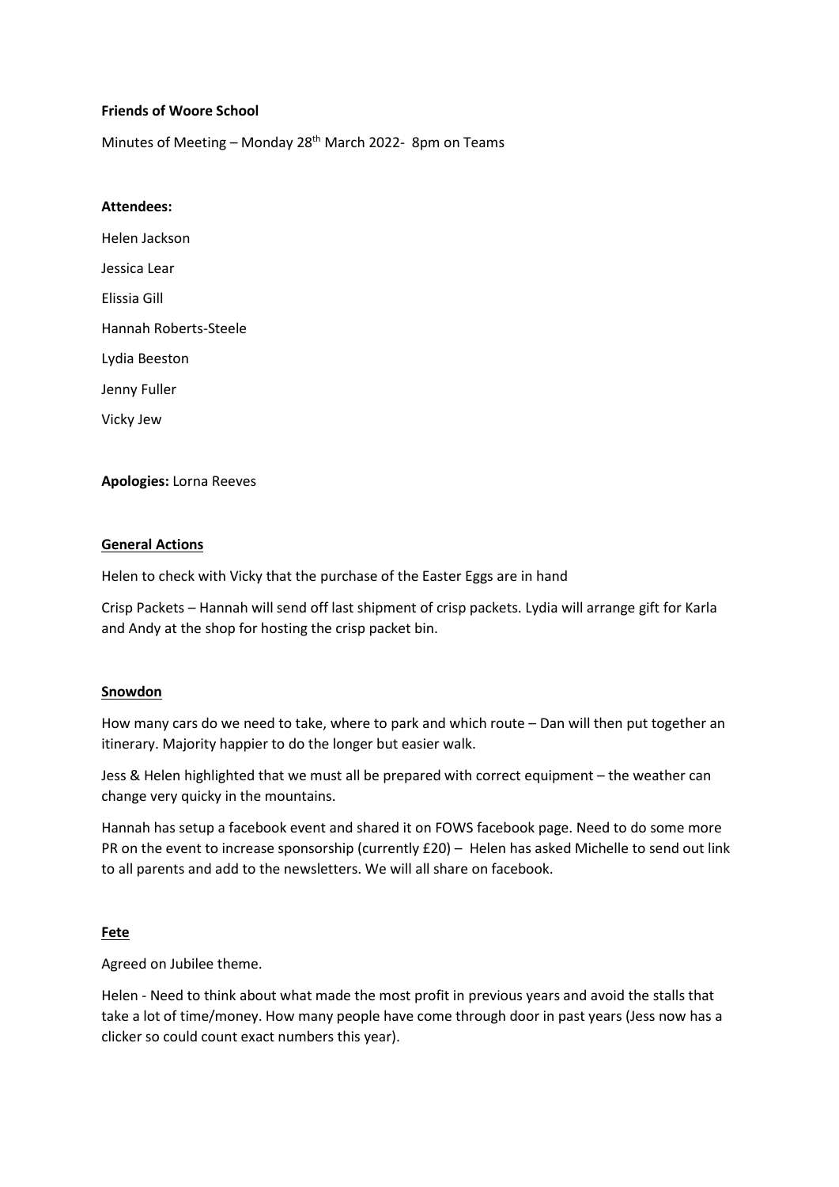**Friends of Woore School**

Minutes of Meeting – Monday 28th March 2022- 8pm on Teams

**Attendees:**

Helen Jackson

Jessica Lear

Elissia Gill

Hannah Roberts-Steele

Lydia Beeston

Jenny Fuller

Vicky Jew

**Apologies:** Lorna Reeves

**General Actions**

Helen to check with Vicky that the purchase of the Easter Eggs are in hand

Crisp Packets – Hannah will send off last shipment of crisp packets. Lydia will arrange gift for Karla and Andy at the shop for hosting the crisp packet bin.

**Snowdon**

How many cars do we need to take, where to park and which route – Dan will then put together an itinerary. Majority happier to do the longer but easier walk.

Jess & Helen highlighted that we must all be prepared with correct equipment – the weather can change very quicky in the mountains.

Hannah has setup a facebook event and shared it on FOWS facebook page. Need to do some more PR on the event to increase sponsorship (currently £20) – Helen has asked Michelle to send out link to all parents and add to the newsletters. We will all share on facebook.

**Fete**

Agreed on Jubilee theme.

Helen - Need to think about what made the most profit in previous years and avoid the stalls that take a lot of time/money. How many people have come through door in past years (Jess now has a clicker so could count exact numbers this year).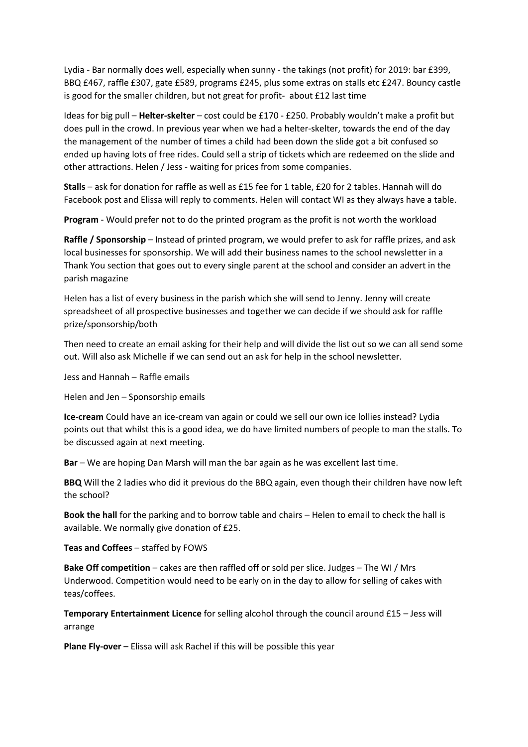Lydia - Bar normally does well, especially when sunny - the takings (not profit) for 2019: bar £399, BBQ £467, raffle £307, gate £589, programs £245, plus some extras on stalls etc £247. Bouncy castle is good for the smaller children, but not great for profit- about £12 last time

Ideas for big pull – **Helter-skelter** – cost could be £170 - £250. Probably wouldn't make a profit but does pull in the crowd. In previous year when we had a helter-skelter, towards the end of the day the management of the number of times a child had been down the slide got a bit confused so ended up having lots of free rides. Could sell a strip of tickets which are redeemed on the slide and other attractions. Helen / Jess - waiting for prices from some companies.

**Stalls** – ask for donation for raffle as well as £15 fee for 1 table, £20 for 2 tables. Hannah will do Facebook post and Elissa will reply to comments. Helen will contact WI as they always have a table.

**Program** - Would prefer not to do the printed program as the profit is not worth the workload

**Raffle / Sponsorship** – Instead of printed program, we would prefer to ask for raffle prizes, and ask local businesses for sponsorship. We will add their business names to the school newsletter in a Thank You section that goes out to every single parent at the school and consider an advert in the parish magazine

Helen has a list of every business in the parish which she will send to Jenny. Jenny will create spreadsheet of all prospective businesses and together we can decide if we should ask for raffle prize/sponsorship/both

Then need to create an email asking for their help and will divide the list out so we can all send some out. Will also ask Michelle if we can send out an ask for help in the school newsletter.

Jess and Hannah – Raffle emails

Helen and Jen – Sponsorship emails

**Ice-cream** Could have an ice-cream van again or could we sell our own ice lollies instead? Lydia points out that whilst this is a good idea, we do have limited numbers of people to man the stalls. To be discussed again at next meeting.

**Bar** – We are hoping Dan Marsh will man the bar again as he was excellent last time.

**BBQ** Will the 2 ladies who did it previous do the BBQ again, even though their children have now left the school?

**Book the hall** for the parking and to borrow table and chairs – Helen to email to check the hall is available. We normally give donation of £25.

**Teas and Coffees** – staffed by FOWS

**Bake Off competition** – cakes are then raffled off or sold per slice. Judges – The WI / Mrs Underwood. Competition would need to be early on in the day to allow for selling of cakes with teas/coffees.

**Temporary Entertainment Licence** for selling alcohol through the council around £15 – Jess will arrange

**Plane Fly-over** – Elissa will ask Rachel if this will be possible this year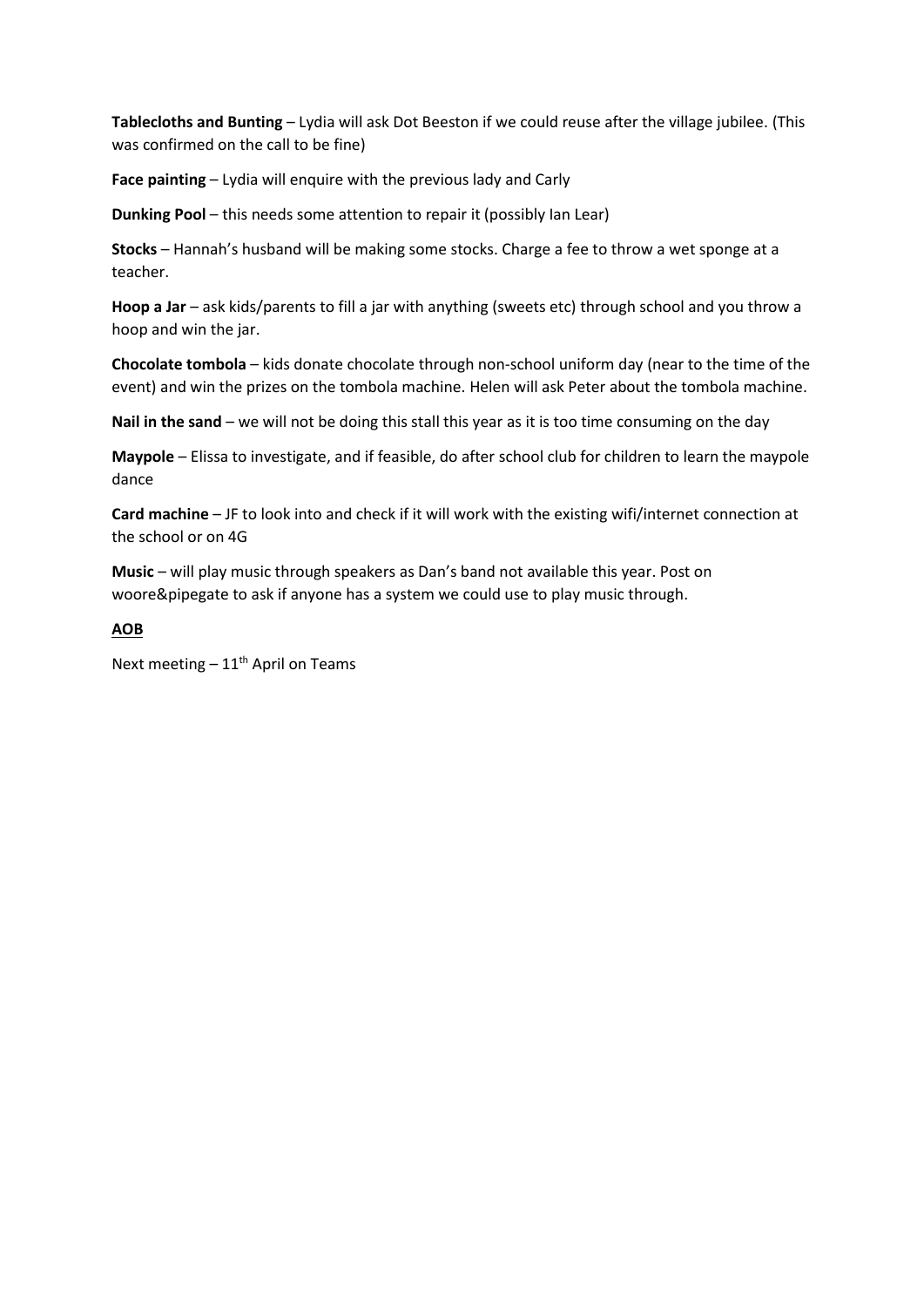**Tablecloths and Bunting** – Lydia will ask Dot Beeston if we could reuse after the village jubilee. (This was confirmed on the call to be fine)

**Face painting** – Lydia will enquire with the previous lady and Carly

**Dunking Pool** – this needs some attention to repair it (possibly Ian Lear)

**Stocks** – Hannah's husband will be making some stocks. Charge a fee to throw a wet sponge at a teacher.

**Hoop a Jar** – ask kids/parents to fill a jar with anything (sweets etc) through school and you throw a hoop and win the jar.

**Chocolate tombola** – kids donate chocolate through non-school uniform day (near to the time of the event) and win the prizes on the tombola machine. Helen will ask Peter about the tombola machine.

**Nail in the sand** – we will not be doing this stall this year as it is too time consuming on the day

**Maypole** – Elissa to investigate, and if feasible, do after school club for children to learn the maypole dance

**Card machine** – JF to look into and check if it will work with the existing wifi/internet connection at the school or on 4G

**Music** – will play music through speakers as Dan's band not available this year. Post on woore&pipegate to ask if anyone has a system we could use to play music through.

**AOB**

Next meeting – 11th April on Teams